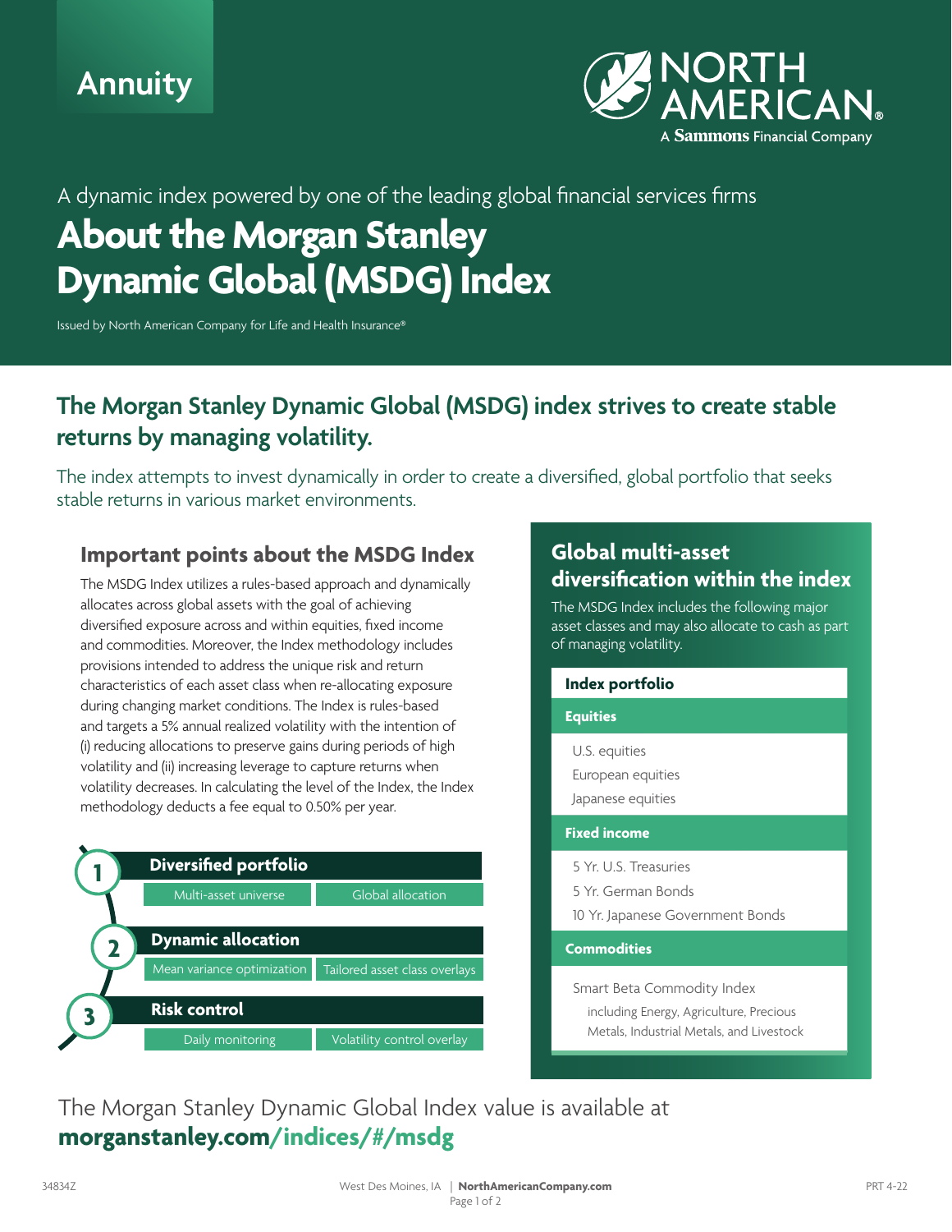Annuity

NORTH AMERICAN®
A Sammons Financial Company

A dynamic index powered by one of the leading global financial services firms

# About the Morgan Stanley Dynamic Global (MSDG) Index

Issued by North American Company for Life and Health Insurance®

## The Morgan Stanley Dynamic Global (MSDG) index strives to create stable returns by managing volatility.

The index attempts to invest dynamically in order to create a diversified, global portfolio that seeks stable returns in various market environments.

### Important points about the MSDG Index

The MSDG Index utilizes a rules-based approach and dynamically allocates across global assets with the goal of achieving diversified exposure across and within equities, fixed income and commodities. Moreover, the Index methodology includes provisions intended to address the unique risk and return characteristics of each asset class when re-allocating exposure during changing market conditions. The Index is rules-based and targets a 5% annual realized volatility with the intention of (i) reducing allocations to preserve gains during periods of high volatility and (ii) increasing leverage to capture returns when volatility decreases. In calculating the level of the Index, the Index methodology deducts a fee equal to 0.50% per year.

1. **Diversified portfolio**
   - Multi-asset universe
   - Global allocation
2. **Dynamic allocation**
   - Mean variance optimization
   - Tailored asset class overlays
3. **Risk control**
   - Daily monitoring
   - Volatility control overlay

### Global multi-asset diversification within the index

The MSDG Index includes the following major asset classes and may also allocate to cash as part of managing volatility.

| Index portfolio |
|---|
| **Equities** |
| U.S. equities |
| European equities |
| Japanese equities |
| **Fixed income** |
| 5 Yr. U.S. Treasuries |
| 5 Yr. German Bonds |
| 10 Yr. Japanese Government Bonds |
| **Commodities** |
| Smart Beta Commodity Index including Energy, Agriculture, Precious Metals, Industrial Metals, and Livestock |

The Morgan Stanley Dynamic Global Index value is available at
**morganstanley.com/indices/#/msdg**

34834Z West Des Moines, IA | NorthAmericanCompany.com PRT 4-22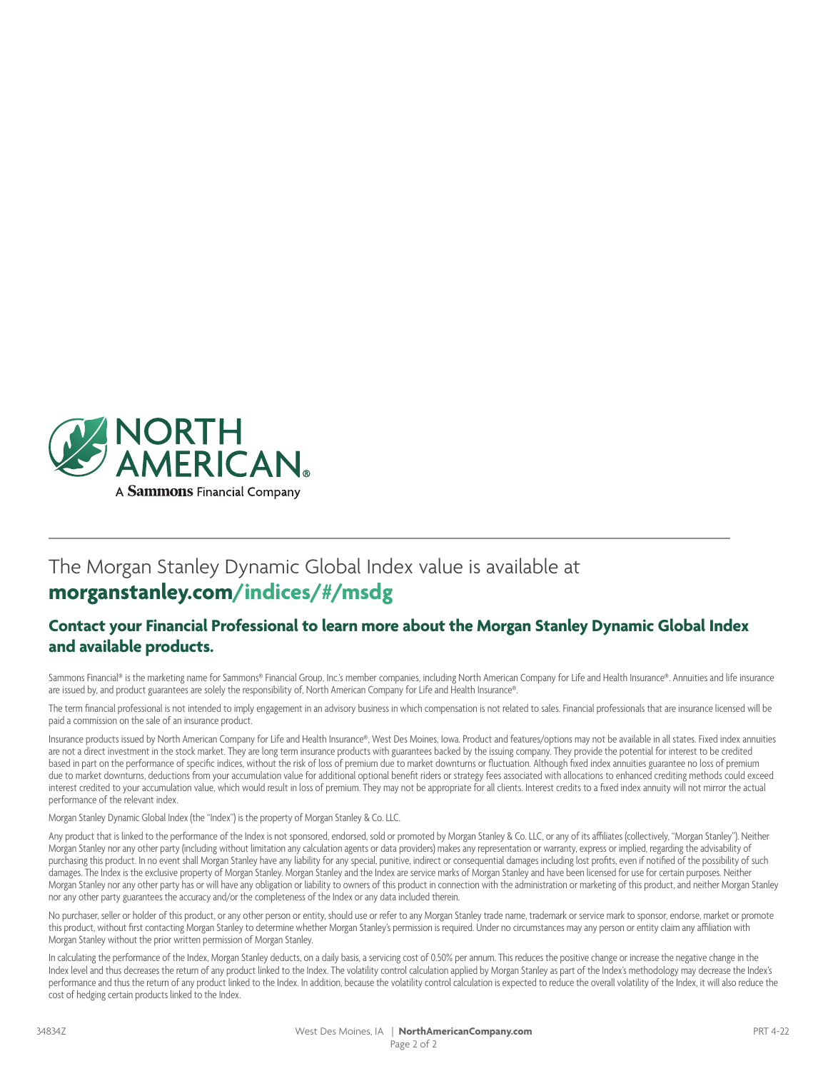NORTH AMERICAN®
A Sammons Financial Company

The Morgan Stanley Dynamic Global Index value is available at
**morganstanley.com/indices/#/msdg**

## Contact your Financial Professional to learn more about the Morgan Stanley Dynamic Global Index and available products.

Sammons Financial® is the marketing name for Sammons® Financial Group, Inc.'s member companies, including North American Company for Life and Health Insurance®. Annuities and life insurance are issued by, and product guarantees are solely the responsibility of, North American Company for Life and Health Insurance®.

The term financial professional is not intended to imply engagement in an advisory business in which compensation is not related to sales. Financial professionals that are insurance licensed will be paid a commission on the sale of an insurance product.

Insurance products issued by North American Company for Life and Health Insurance®, West Des Moines, Iowa. Product and features/options may not be available in all states. Fixed index annuities are not a direct investment in the stock market. They are long term insurance products with guarantees backed by the issuing company. They provide the potential for interest to be credited based in part on the performance of specific indices, without the risk of loss of premium due to market downturns or fluctuation. Although fixed index annuities guarantee no loss of premium due to market downturns, deductions from your accumulation value for additional optional benefit riders or strategy fees associated with allocations to enhanced crediting methods could exceed interest credited to your accumulation value, which would result in loss of premium. They may not be appropriate for all clients. Interest credits to a fixed index annuity will not mirror the actual performance of the relevant index.

Morgan Stanley Dynamic Global Index (the "Index") is the property of Morgan Stanley & Co. LLC.

Any product that is linked to the performance of the Index is not sponsored, endorsed, sold or promoted by Morgan Stanley & Co. LLC, or any of its affiliates (collectively, "Morgan Stanley"). Neither Morgan Stanley nor any other party (including without limitation any calculation agents or data providers) makes any representation or warranty, express or implied, regarding the advisability of purchasing this product. In no event shall Morgan Stanley have any liability for any special, punitive, indirect or consequential damages including lost profits, even if notified of the possibility of such damages. The Index is the exclusive property of Morgan Stanley. Morgan Stanley and the Index are service marks of Morgan Stanley and have been licensed for use for certain purposes. Neither Morgan Stanley nor any other party has or will have any obligation or liability to owners of this product in connection with the administration or marketing of this product, and neither Morgan Stanley nor any other party guarantees the accuracy and/or the completeness of the Index or any data included therein.

No purchaser, seller or holder of this product, or any other person or entity, should use or refer to any Morgan Stanley trade name, trademark or service mark to sponsor, endorse, market or promote this product, without first contacting Morgan Stanley to determine whether Morgan Stanley's permission is required. Under no circumstances may any person or entity claim any affiliation with Morgan Stanley without the prior written permission of Morgan Stanley.

In calculating the performance of the Index, Morgan Stanley deducts, on a daily basis, a servicing cost of 0.50% per annum. This reduces the positive change or increase the negative change in the Index level and thus decreases the return of any product linked to the Index. The volatility control calculation applied by Morgan Stanley as part of the Index's methodology may decrease the Index's performance and thus the return of any product linked to the Index. In addition, because the volatility control calculation is expected to reduce the overall volatility of the Index, it will also reduce the cost of hedging certain products linked to the Index.

34834Z West Des Moines, IA | **NorthAmericanCompany.com** PRT 4-22